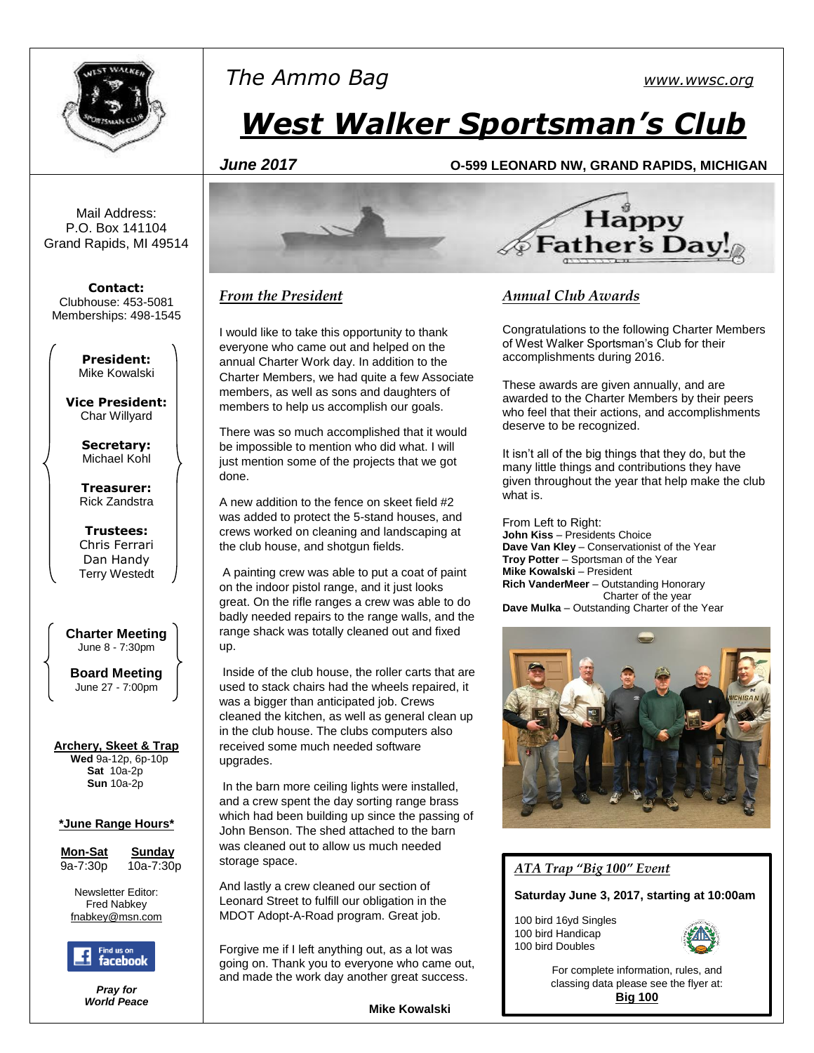# West Walker Sportsman's Club

*The Ammo Bag*

www.wwsc.org

***June 2017*** **O-599 LEONARD NW, GRAND RAPIDS, MICHIGAN**

Happy Father's Day!

## *From the President*

I would like to take this opportunity to thank everyone who came out and helped on the annual Charter Work day. In addition to the Charter Members, we had quite a few Associate members, as well as sons and daughters of members to help us accomplish our goals.

There was so much accomplished that it would be impossible to mention who did what. I will just mention some of the projects that we got done.

A new addition to the fence on skeet field #2 was added to protect the 5-stand houses, and crews worked on cleaning and landscaping at the club house, and shotgun fields.

A painting crew was able to put a coat of paint on the indoor pistol range, and it just looks great. On the rifle ranges a crew was able to do badly needed repairs to the range walls, and the range shack was totally cleaned out and fixed up.

Inside of the club house, the roller carts that are used to stack chairs had the wheels repaired, it was a bigger than anticipated job. Crews cleaned the kitchen, as well as general clean up in the club house. The clubs computers also received some much needed software upgrades.

In the barn more ceiling lights were installed, and a crew spent the day sorting range brass which had been building up since the passing of John Benson. The shed attached to the barn was cleaned out to allow us much needed storage space.

And lastly a crew cleaned our section of Leonard Street to fulfill our obligation in the MDOT Adopt-A-Road program. Great job.

Forgive me if I left anything out, as a lot was going on. Thank you to everyone who came out, and made the work day another great success.

**Mike Kowalski**

## *Annual Club Awards*

Congratulations to the following Charter Members of West Walker Sportsman's Club for their accomplishments during 2016.

These awards are given annually, and are awarded to the Charter Members by their peers who feel that their actions, and accomplishments deserve to be recognized.

It isn't all of the big things that they do, but the many little things and contributions they have given throughout the year that help make the club what is.

From Left to Right:
**John Kiss** – Presidents Choice
**Dave Van Kley** – Conservationist of the Year
**Troy Potter** – Sportsman of the Year
**Mike Kowalski** – President
**Rich VanderMeer** – Outstanding Honorary Charter of the year
**Dave Mulka** – Outstanding Charter of the Year

## *ATA Trap "Big 100" Event*

**Saturday June 3, 2017, starting at 10:00am**

100 bird 16yd Singles
100 bird Handicap
100 bird Doubles

For complete information, rules, and classing data please see the flyer at: **Big 100**

---

Mail Address:
P.O. Box 141104
Grand Rapids, MI 49514

**Contact:**
Clubhouse: 453-5081
Memberships: 498-1545

**President:** Mike Kowalski

**Vice President:** Char Willyard

**Secretary:** Michael Kohl

**Treasurer:** Rick Zandstra

**Trustees:** Chris Ferrari, Dan Handy, Terry Westedt

**Charter Meeting**
June 8 - 7:30pm

**Board Meeting**
June 27 - 7:00pm

**Archery, Skeet & Trap**
**Wed** 9a-12p, 6p-10p
**Sat** 10a-2p
**Sun** 10a-2p

**\*June Range Hours\***

| Mon-Sat | Sunday |
|---|---|
| 9a-7:30p | 10a-7:30p |

Newsletter Editor:
Fred Nabkey
fnabkey@msn.com

Find us on facebook

***Pray for World Peace***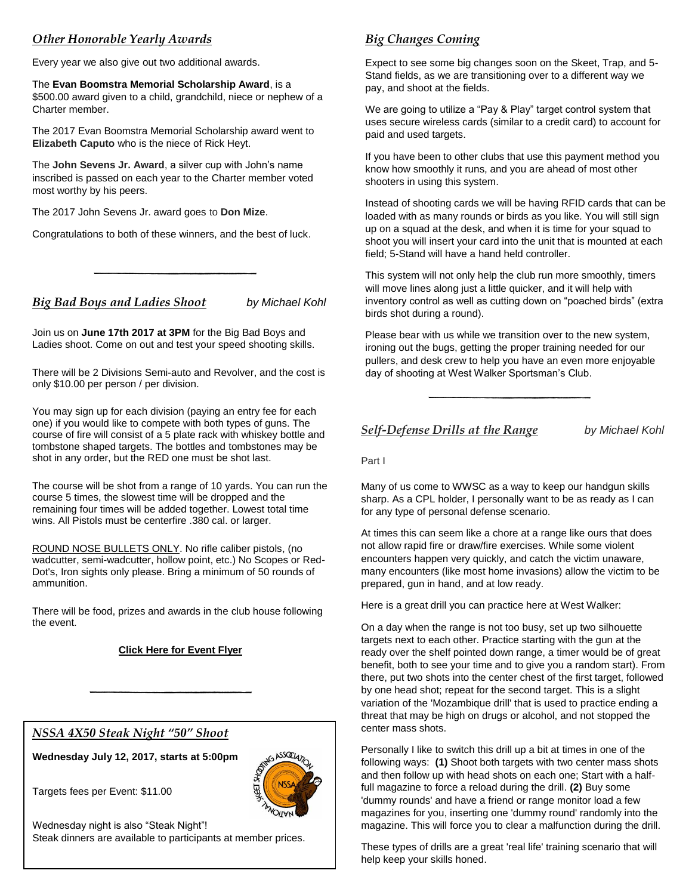## *Other Honorable Yearly Awards*

Every year we also give out two additional awards.

The **Evan Boomstra Memorial Scholarship Award**, is a $500.00 award given to a child, grandchild, niece or nephew of a Charter member.

The 2017 Evan Boomstra Memorial Scholarship award went to **Elizabeth Caputo** who is the niece of Rick Heyt.

The **John Sevens Jr. Award**, a silver cup with John's name inscribed is passed on each year to the Charter member voted most worthy by his peers.

The 2017 John Sevens Jr. award goes to **Don Mize**.

Congratulations to both of these winners, and the best of luck.

---

## *Big Bad Boys and Ladies Shoot*

*by Michael Kohl*

Join us on **June 17th 2017 at 3PM** for the Big Bad Boys and Ladies shoot. Come on out and test your speed shooting skills.

There will be 2 Divisions Semi-auto and Revolver, and the cost is only $10.00 per person / per division.

You may sign up for each division (paying an entry fee for each one) if you would like to compete with both types of guns. The course of fire will consist of a 5 plate rack with whiskey bottle and tombstone shaped targets. The bottles and tombstones may be shot in any order, but the RED one must be shot last.

The course will be shot from a range of 10 yards. You can run the course 5 times, the slowest time will be dropped and the remaining four times will be added together. Lowest total time wins. All Pistols must be centerfire .380 cal. or larger.

ROUND NOSE BULLETS ONLY. No rifle caliber pistols, (no wadcutter, semi-wadcutter, hollow point, etc.) No Scopes or Red-Dot's, Iron sights only please. Bring a minimum of 50 rounds of ammunition.

There will be food, prizes and awards in the club house following the event.

**Click Here for Event Flyer**

---

## *NSSA 4X50 Steak Night "50" Shoot*

**Wednesday July 12, 2017, starts at 5:00pm**

Targets fees per Event: $11.00

Wednesday night is also "Steak Night"!
Steak dinners are available to participants at member prices.

## *Big Changes Coming*

Expect to see some big changes soon on the Skeet, Trap, and 5-Stand fields, as we are transitioning over to a different way we pay, and shoot at the fields.

We are going to utilize a "Pay & Play" target control system that uses secure wireless cards (similar to a credit card) to account for paid and used targets.

If you have been to other clubs that use this payment method you know how smoothly it runs, and you are ahead of most other shooters in using this system.

Instead of shooting cards we will be having RFID cards that can be loaded with as many rounds or birds as you like. You will still sign up on a squad at the desk, and when it is time for your squad to shoot you will insert your card into the unit that is mounted at each field; 5-Stand will have a hand held controller.

This system will not only help the club run more smoothly, timers will move lines along just a little quicker, and it will help with inventory control as well as cutting down on "poached birds" (extra birds shot during a round).

Please bear with us while we transition over to the new system, ironing out the bugs, getting the proper training needed for our pullers, and desk crew to help you have an even more enjoyable day of shooting at West Walker Sportsman's Club.

---

## *Self-Defense Drills at the Range*

*by Michael Kohl*

Part I

Many of us come to WWSC as a way to keep our handgun skills sharp. As a CPL holder, I personally want to be as ready as I can for any type of personal defense scenario.

At times this can seem like a chore at a range like ours that does not allow rapid fire or draw/fire exercises. While some violent encounters happen very quickly, and catch the victim unaware, many encounters (like most home invasions) allow the victim to be prepared, gun in hand, and at low ready.

Here is a great drill you can practice here at West Walker:

On a day when the range is not too busy, set up two silhouette targets next to each other. Practice starting with the gun at the ready over the shelf pointed down range, a timer would be of great benefit, both to see your time and to give you a random start). From there, put two shots into the center chest of the first target, followed by one head shot; repeat for the second target. This is a slight variation of the 'Mozambique drill' that is used to practice ending a threat that may be high on drugs or alcohol, and not stopped the center mass shots.

Personally I like to switch this drill up a bit at times in one of the following ways: **(1)** Shoot both targets with two center mass shots and then follow up with head shots on each one; Start with a half-full magazine to force a reload during the drill. **(2)** Buy some 'dummy rounds' and have a friend or range monitor load a few magazines for you, inserting one 'dummy round' randomly into the magazine. This will force you to clear a malfunction during the drill.

These types of drills are a great 'real life' training scenario that will help keep your skills honed.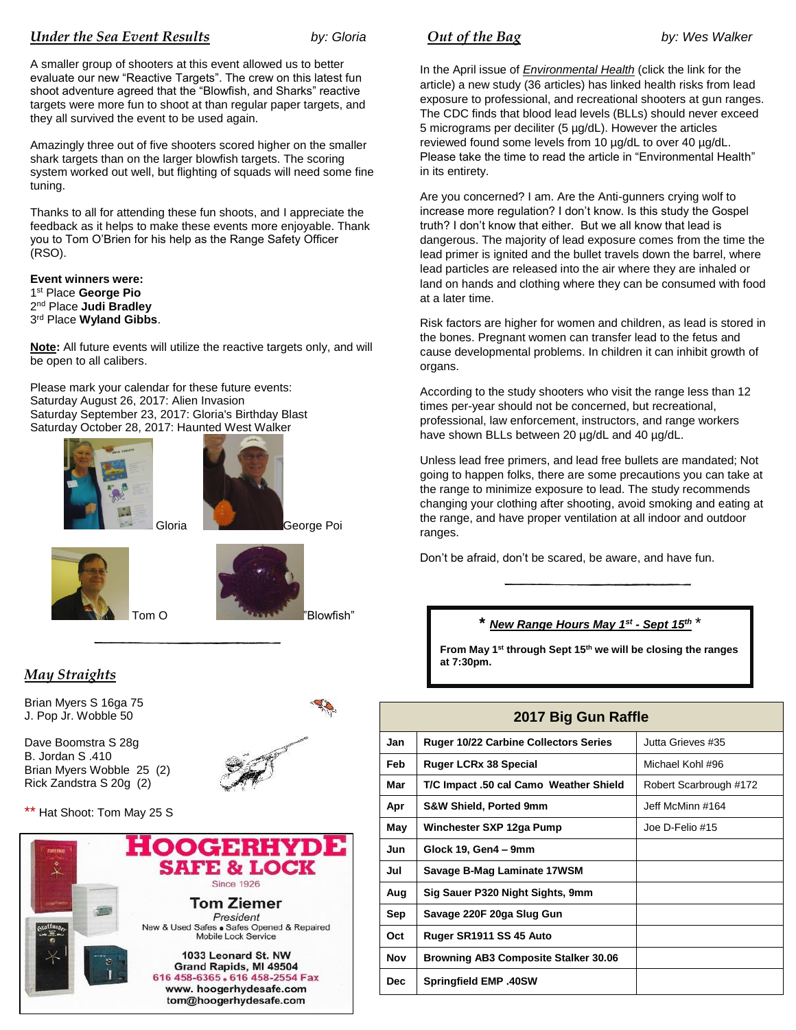## *Under the Sea Event Results*

by: Gloria

A smaller group of shooters at this event allowed us to better evaluate our new "Reactive Targets". The crew on this latest fun shoot adventure agreed that the "Blowfish, and Sharks" reactive targets were more fun to shoot at than regular paper targets, and they all survived the event to be used again.

Amazingly three out of five shooters scored higher on the smaller shark targets than on the larger blowfish targets. The scoring system worked out well, but flighting of squads will need some fine tuning.

Thanks to all for attending these fun shoots, and I appreciate the feedback as it helps to make these events more enjoyable. Thank you to Tom O'Brien for his help as the Range Safety Officer (RSO).

**Event winners were:**
1st Place **George Pio**
2nd Place **Judi Bradley**
3rd Place **Wyland Gibbs**.

**Note:** All future events will utilize the reactive targets only, and will be open to all calibers.

Please mark your calendar for these future events:
Saturday August 26, 2017: Alien Invasion
Saturday September 23, 2017: Gloria's Birthday Blast
Saturday October 28, 2017: Haunted West Walker

Gloria

George Poi

Tom O

"Blowfish"

## *May Straights*

Brian Myers S 16ga 75
J. Pop Jr. Wobble 50

Dave Boomstra S 28g
B. Jordan S .410
Brian Myers Wobble 25 (2)
Rick Zandstra S 20g (2)

** Hat Shoot: Tom May 25 S

**HOOGERHYDE SAFE & LOCK**
Since 1926
**Tom Ziemer**
*President*
New & Used Safes • Safes Opened & Repaired
Mobile Lock Service
1033 Leonard St. NW
Grand Rapids, MI 49504
616 458-6365 • 616 458-2554 Fax
www. hoogerhydesafe.com
tom@hoogerhydesafe.com

## *Out of the Bag*

by: Wes Walker

In the April issue of *Environmental Health* (click the link for the article) a new study (36 articles) has linked health risks from lead exposure to professional, and recreational shooters at gun ranges. The CDC finds that blood lead levels (BLLs) should never exceed 5 micrograms per deciliter (5 µg/dL). However the articles reviewed found some levels from 10 µg/dL to over 40 µg/dL. Please take the time to read the article in "Environmental Health" in its entirety.

Are you concerned? I am. Are the Anti-gunners crying wolf to increase more regulation? I don't know. Is this study the Gospel truth? I don't know that either. But we all know that lead is dangerous. The majority of lead exposure comes from the time the lead primer is ignited and the bullet travels down the barrel, where lead particles are released into the air where they are inhaled or land on hands and clothing where they can be consumed with food at a later time.

Risk factors are higher for women and children, as lead is stored in the bones. Pregnant women can transfer lead to the fetus and cause developmental problems. In children it can inhibit growth of organs.

According to the study shooters who visit the range less than 12 times per-year should not be concerned, but recreational, professional, law enforcement, instructors, and range workers have shown BLLs between 20 µg/dL and 40 µg/dL.

Unless lead free primers, and lead free bullets are mandated; Not going to happen folks, there are some precautions you can take at the range to minimize exposure to lead. The study recommends changing your clothing after shooting, avoid smoking and eating at the range, and have proper ventilation at all indoor and outdoor ranges.

Don't be afraid, don't be scared, be aware, and have fun.

***New Range Hours May 1st - Sept 15th***

**From May 1st through Sept 15th we will be closing the ranges at 7:30pm.**

| 2017 Big Gun Raffle | | |
|---|---|---|
| Jan | **Ruger 10/22 Carbine Collectors Series** | Jutta Grieves #35 |
| Feb | **Ruger LCRx 38 Special** | Michael Kohl #96 |
| Mar | **T/C Impact .50 cal Camo Weather Shield** | Robert Scarbrough #172 |
| Apr | **S&W Shield, Ported 9mm** | Jeff McMinn #164 |
| May | **Winchester SXP 12ga Pump** | Joe D-Felio #15 |
| Jun | **Glock 19, Gen4 – 9mm** | |
| Jul | **Savage B-Mag Laminate 17WSM** | |
| Aug | **Sig Sauer P320 Night Sights, 9mm** | |
| Sep | **Savage 220F 20ga Slug Gun** | |
| Oct | **Ruger SR1911 SS 45 Auto** | |
| Nov | **Browning AB3 Composite Stalker 30.06** | |
| Dec | **Springfield EMP .40SW** | |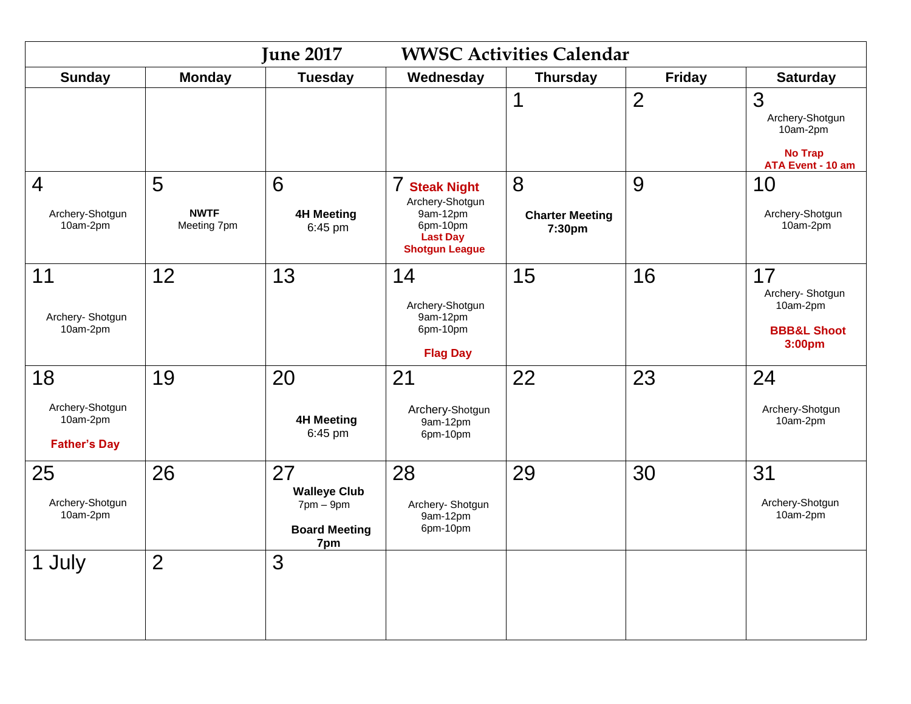# June 2017 WWSC Activities Calendar

| Sunday | Monday | Tuesday | Wednesday | Thursday | Friday | Saturday |
|---|---|---|---|---|---|---|
| | | | | 1 | 2 | 3 Archery-Shotgun 10am-2pm **No Trap ATA Event - 10 am** |
| 4 Archery-Shotgun 10am-2pm | 5 **NWTF** Meeting 7pm | 6 **4H Meeting** 6:45 pm | 7 **Steak Night** Archery-Shotgun 9am-12pm 6pm-10pm **Last Day Shotgun League** | 8 **Charter Meeting 7:30pm** | 9 | 10 Archery-Shotgun 10am-2pm |
| 11 Archery- Shotgun 10am-2pm | 12 | 13 | 14 Archery-Shotgun 9am-12pm 6pm-10pm **Flag Day** | 15 | 16 | 17 Archery- Shotgun 10am-2pm **BBB&L Shoot 3:00pm** |
| 18 Archery-Shotgun 10am-2pm **Father's Day** | 19 | 20 **4H Meeting** 6:45 pm | 21 Archery-Shotgun 9am-12pm 6pm-10pm | 22 | 23 | 24 Archery-Shotgun 10am-2pm |
| 25 Archery-Shotgun 10am-2pm | 26 | 27 **Walleye Club** 7pm – 9pm **Board Meeting 7pm** | 28 Archery- Shotgun 9am-12pm 6pm-10pm | 29 | 30 | 31 Archery-Shotgun 10am-2pm |
| 1 July | 2 | 3 | | | | |